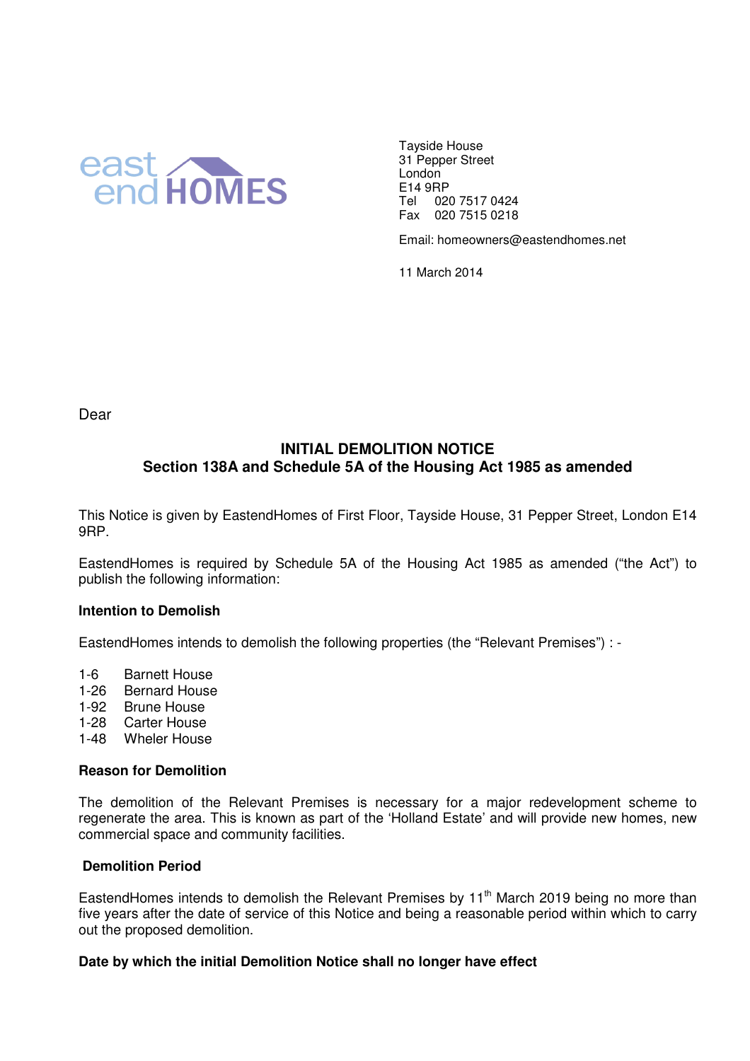east end HOMES

Tayside House
31 Pepper Street
London
E14 9RP
Tel 020 7517 0424
Fax 020 7515 0218

Email: homeowners@eastendhomes.net

11 March 2014

Dear

## INITIAL DEMOLITION NOTICE
## Section 138A and Schedule 5A of the Housing Act 1985 as amended

This Notice is given by EastendHomes of First Floor, Tayside House, 31 Pepper Street, London E14 9RP.

EastendHomes is required by Schedule 5A of the Housing Act 1985 as amended ("the Act") to publish the following information:

**Intention to Demolish**

EastendHomes intends to demolish the following properties (the "Relevant Premises") : -

1-6 Barnett House
1-26 Bernard House
1-92 Brune House
1-28 Carter House
1-48 Wheler House

**Reason for Demolition**

The demolition of the Relevant Premises is necessary for a major redevelopment scheme to regenerate the area. This is known as part of the 'Holland Estate' and will provide new homes, new commercial space and community facilities.

**Demolition Period**

EastendHomes intends to demolish the Relevant Premises by 11th March 2019 being no more than five years after the date of service of this Notice and being a reasonable period within which to carry out the proposed demolition.

**Date by which the initial Demolition Notice shall no longer have effect**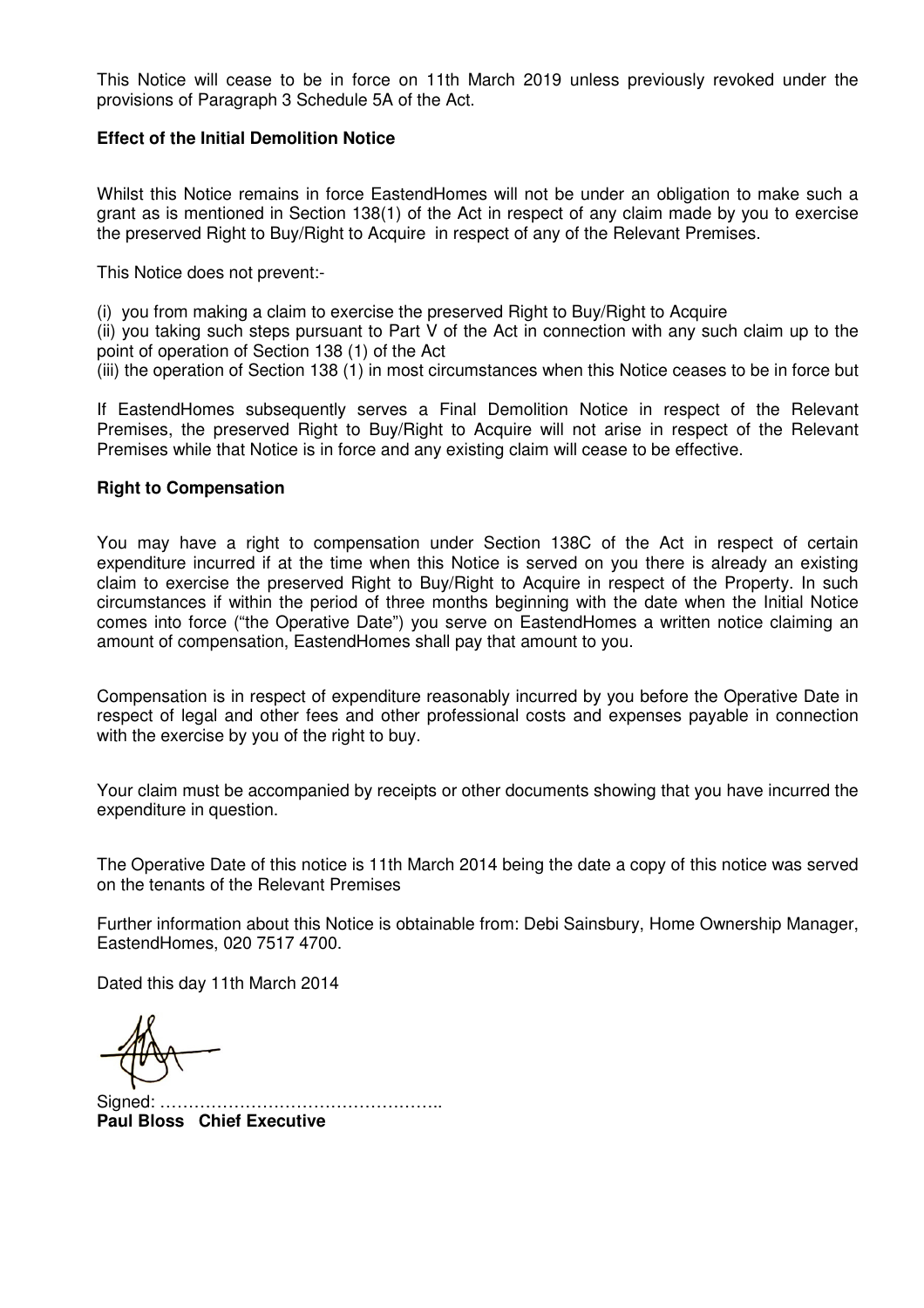This Notice will cease to be in force on 11th March 2019 unless previously revoked under the provisions of Paragraph 3 Schedule 5A of the Act.

**Effect of the Initial Demolition Notice**

Whilst this Notice remains in force EastendHomes will not be under an obligation to make such a grant as is mentioned in Section 138(1) of the Act in respect of any claim made by you to exercise the preserved Right to Buy/Right to Acquire in respect of any of the Relevant Premises.

This Notice does not prevent:-

(i) you from making a claim to exercise the preserved Right to Buy/Right to Acquire
(ii) you taking such steps pursuant to Part V of the Act in connection with any such claim up to the point of operation of Section 138 (1) of the Act
(iii) the operation of Section 138 (1) in most circumstances when this Notice ceases to be in force but

If EastendHomes subsequently serves a Final Demolition Notice in respect of the Relevant Premises, the preserved Right to Buy/Right to Acquire will not arise in respect of the Relevant Premises while that Notice is in force and any existing claim will cease to be effective.

**Right to Compensation**

You may have a right to compensation under Section 138C of the Act in respect of certain expenditure incurred if at the time when this Notice is served on you there is already an existing claim to exercise the preserved Right to Buy/Right to Acquire in respect of the Property. In such circumstances if within the period of three months beginning with the date when the Initial Notice comes into force ("the Operative Date") you serve on EastendHomes a written notice claiming an amount of compensation, EastendHomes shall pay that amount to you.

Compensation is in respect of expenditure reasonably incurred by you before the Operative Date in respect of legal and other fees and other professional costs and expenses payable in connection with the exercise by you of the right to buy.

Your claim must be accompanied by receipts or other documents showing that you have incurred the expenditure in question.

The Operative Date of this notice is 11th March 2014 being the date a copy of this notice was served on the tenants of the Relevant Premises

Further information about this Notice is obtainable from: Debi Sainsbury, Home Ownership Manager, EastendHomes, 020 7517 4700.

Dated this day 11th March 2014

Signed: …………………………………………..
**Paul Bloss Chief Executive**